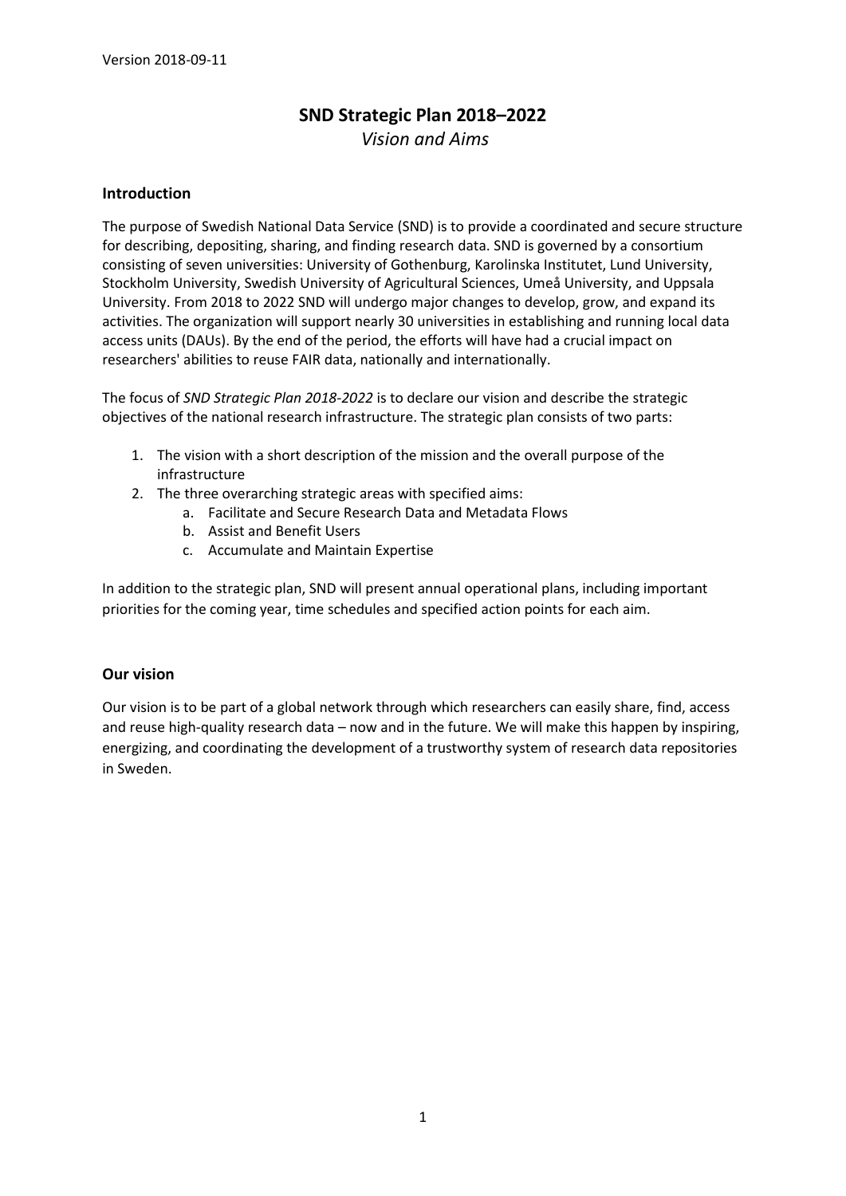Version 2018-09-11

# SND Strategic Plan 2018–2022

*Vision and Aims*

## Introduction

The purpose of Swedish National Data Service (SND) is to provide a coordinated and secure structure for describing, depositing, sharing, and finding research data. SND is governed by a consortium consisting of seven universities: University of Gothenburg, Karolinska Institutet, Lund University, Stockholm University, Swedish University of Agricultural Sciences, Umeå University, and Uppsala University. From 2018 to 2022 SND will undergo major changes to develop, grow, and expand its activities. The organization will support nearly 30 universities in establishing and running local data access units (DAUs). By the end of the period, the efforts will have had a crucial impact on researchers' abilities to reuse FAIR data, nationally and internationally.

The focus of *SND Strategic Plan 2018-2022* is to declare our vision and describe the strategic objectives of the national research infrastructure. The strategic plan consists of two parts:

1. The vision with a short description of the mission and the overall purpose of the infrastructure
2. The three overarching strategic areas with specified aims:
   a. Facilitate and Secure Research Data and Metadata Flows
   b. Assist and Benefit Users
   c. Accumulate and Maintain Expertise

In addition to the strategic plan, SND will present annual operational plans, including important priorities for the coming year, time schedules and specified action points for each aim.

## Our vision

Our vision is to be part of a global network through which researchers can easily share, find, access and reuse high-quality research data – now and in the future. We will make this happen by inspiring, energizing, and coordinating the development of a trustworthy system of research data repositories in Sweden.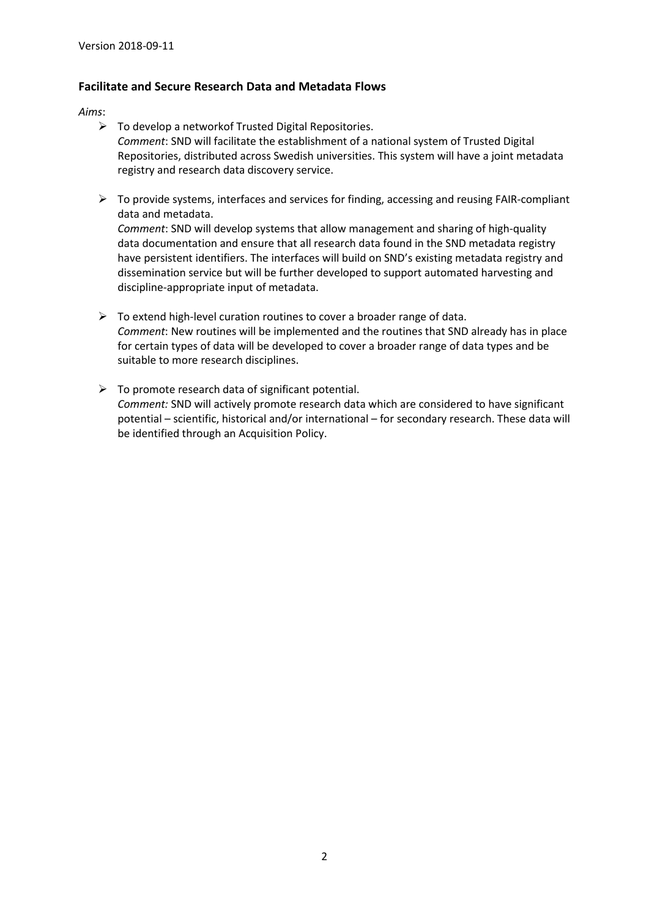### Facilitate and Secure Research Data and Metadata Flows

*Aims*:

- To develop a networkof Trusted Digital Repositories.
  *Comment*: SND will facilitate the establishment of a national system of Trusted Digital Repositories, distributed across Swedish universities. This system will have a joint metadata registry and research data discovery service.

- To provide systems, interfaces and services for finding, accessing and reusing FAIR-compliant data and metadata.
  *Comment*: SND will develop systems that allow management and sharing of high-quality data documentation and ensure that all research data found in the SND metadata registry have persistent identifiers. The interfaces will build on SND's existing metadata registry and dissemination service but will be further developed to support automated harvesting and discipline-appropriate input of metadata.

- To extend high-level curation routines to cover a broader range of data.
  *Comment*: New routines will be implemented and the routines that SND already has in place for certain types of data will be developed to cover a broader range of data types and be suitable to more research disciplines.

- To promote research data of significant potential.
  *Comment:* SND will actively promote research data which are considered to have significant potential – scientific, historical and/or international – for secondary research. These data will be identified through an Acquisition Policy.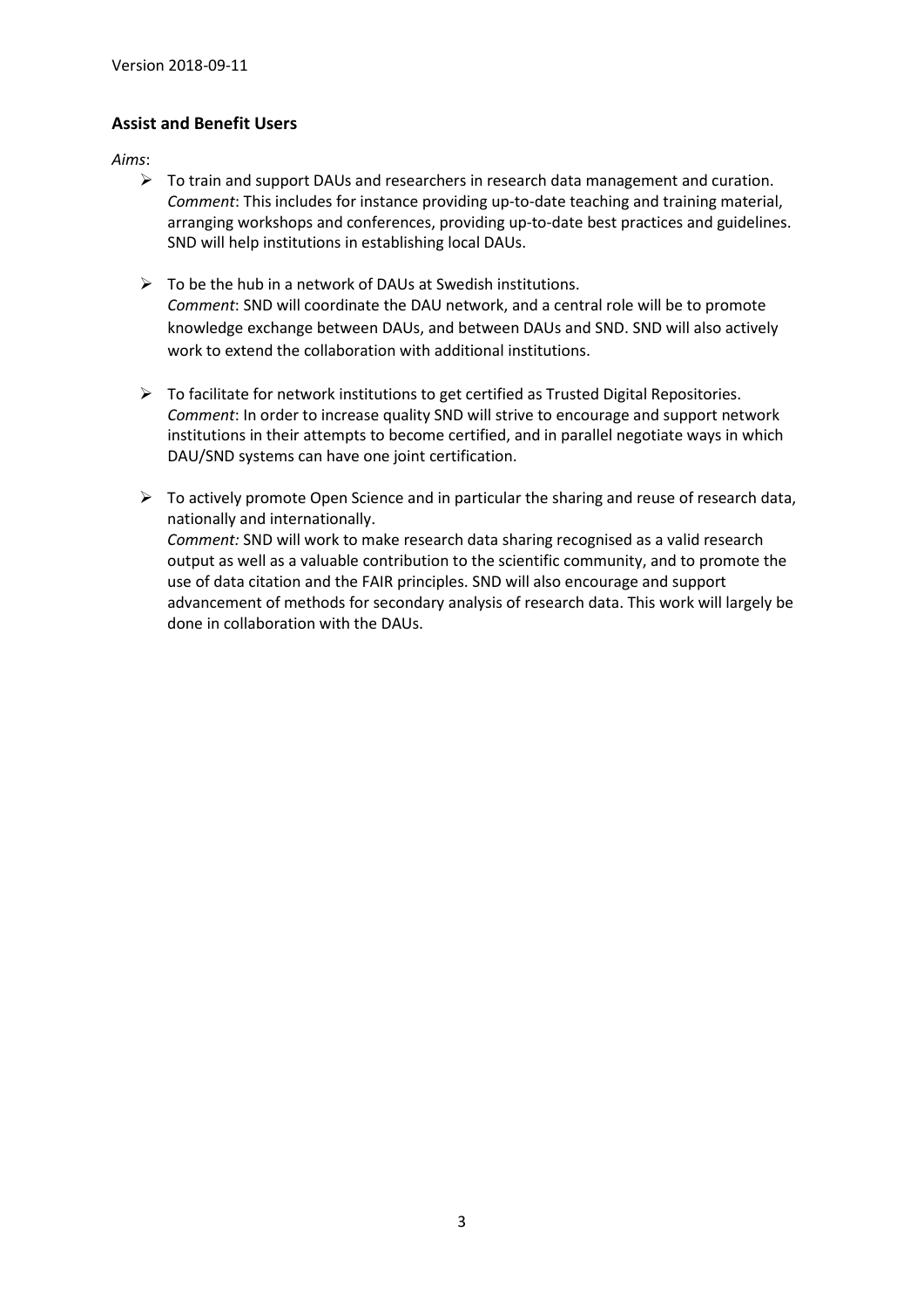### Assist and Benefit Users

*Aims*:

- To train and support DAUs and researchers in research data management and curation.
  *Comment*: This includes for instance providing up-to-date teaching and training material, arranging workshops and conferences, providing up-to-date best practices and guidelines. SND will help institutions in establishing local DAUs.

- To be the hub in a network of DAUs at Swedish institutions.
  *Comment*: SND will coordinate the DAU network, and a central role will be to promote knowledge exchange between DAUs, and between DAUs and SND. SND will also actively work to extend the collaboration with additional institutions.

- To facilitate for network institutions to get certified as Trusted Digital Repositories.
  *Comment*: In order to increase quality SND will strive to encourage and support network institutions in their attempts to become certified, and in parallel negotiate ways in which DAU/SND systems can have one joint certification.

- To actively promote Open Science and in particular the sharing and reuse of research data, nationally and internationally.
  *Comment:* SND will work to make research data sharing recognised as a valid research output as well as a valuable contribution to the scientific community, and to promote the use of data citation and the FAIR principles. SND will also encourage and support advancement of methods for secondary analysis of research data. This work will largely be done in collaboration with the DAUs.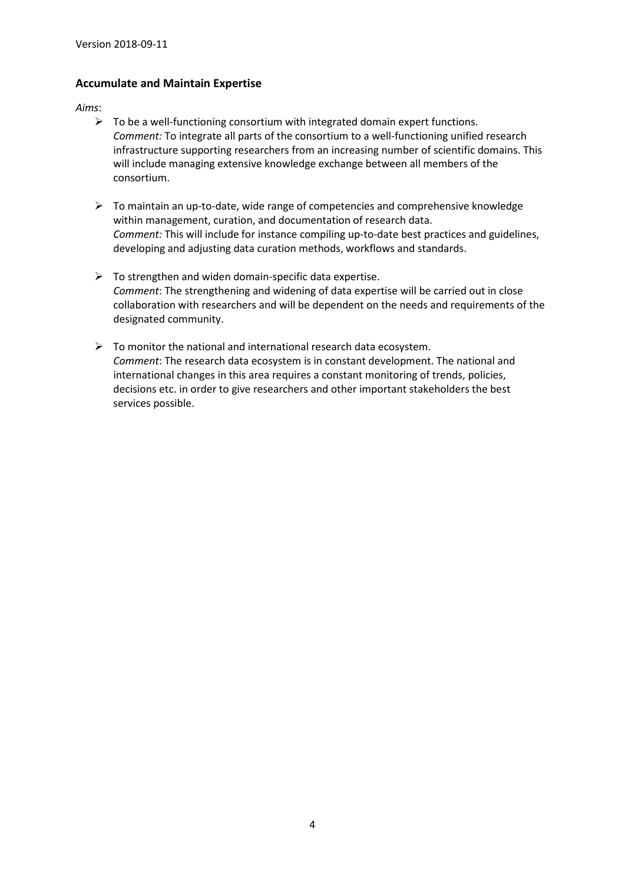## Accumulate and Maintain Expertise

*Aims*:

- To be a well-functioning consortium with integrated domain expert functions.
  *Comment:* To integrate all parts of the consortium to a well-functioning unified research infrastructure supporting researchers from an increasing number of scientific domains. This will include managing extensive knowledge exchange between all members of the consortium.

- To maintain an up-to-date, wide range of competencies and comprehensive knowledge within management, curation, and documentation of research data.
  *Comment:* This will include for instance compiling up-to-date best practices and guidelines, developing and adjusting data curation methods, workflows and standards.

- To strengthen and widen domain-specific data expertise.
  *Comment*: The strengthening and widening of data expertise will be carried out in close collaboration with researchers and will be dependent on the needs and requirements of the designated community.

- To monitor the national and international research data ecosystem.
  *Comment*: The research data ecosystem is in constant development. The national and international changes in this area requires a constant monitoring of trends, policies, decisions etc. in order to give researchers and other important stakeholders the best services possible.